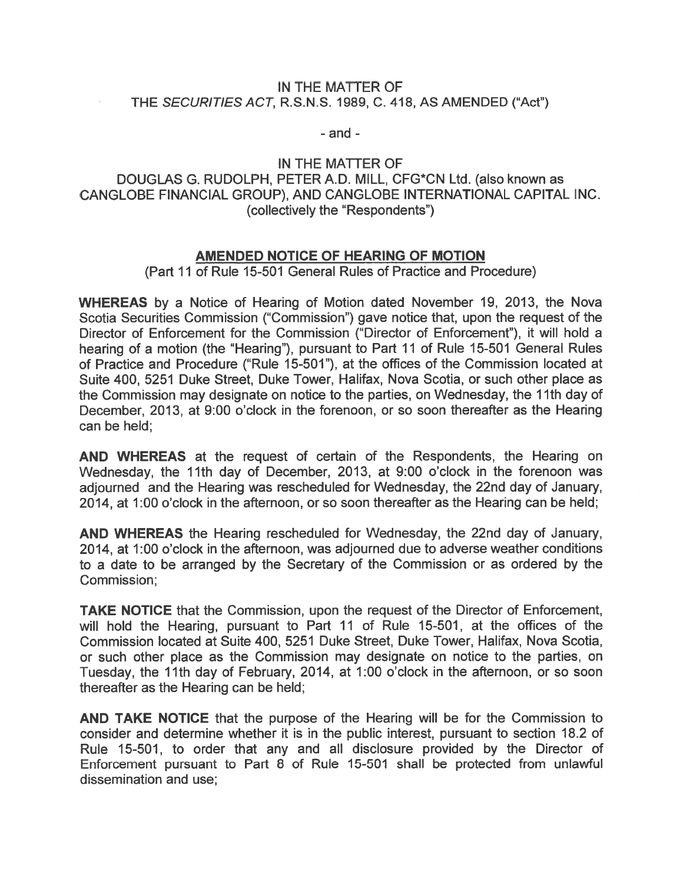IN THE MATTER OF
THE *SECURITIES ACT*, R.S.N.S. 1989, C. 418, AS AMENDED ("Act")

- and -

IN THE MATTER OF
DOUGLAS G. RUDOLPH, PETER A.D. MILL, CFG*CN Ltd. (also known as CANGLOBE FINANCIAL GROUP), AND CANGLOBE INTERNATIONAL CAPITAL INC. (collectively the "Respondents")

## AMENDED NOTICE OF HEARING OF MOTION

(Part 11 of Rule 15-501 General Rules of Practice and Procedure)

**WHEREAS** by a Notice of Hearing of Motion dated November 19, 2013, the Nova Scotia Securities Commission ("Commission") gave notice that, upon the request of the Director of Enforcement for the Commission ("Director of Enforcement"), it will hold a hearing of a motion (the "Hearing"), pursuant to Part 11 of Rule 15-501 General Rules of Practice and Procedure ("Rule 15-501"), at the offices of the Commission located at Suite 400, 5251 Duke Street, Duke Tower, Halifax, Nova Scotia, or such other place as the Commission may designate on notice to the parties, on Wednesday, the 11th day of December, 2013, at 9:00 o'clock in the forenoon, or so soon thereafter as the Hearing can be held;

**AND WHEREAS** at the request of certain of the Respondents, the Hearing on Wednesday, the 11th day of December, 2013, at 9:00 o'clock in the forenoon was adjourned and the Hearing was rescheduled for Wednesday, the 22nd day of January, 2014, at 1:00 o'clock in the afternoon, or so soon thereafter as the Hearing can be held;

**AND WHEREAS** the Hearing rescheduled for Wednesday, the 22nd day of January, 2014, at 1:00 o'clock in the afternoon, was adjourned due to adverse weather conditions to a date to be arranged by the Secretary of the Commission or as ordered by the Commission;

**TAKE NOTICE** that the Commission, upon the request of the Director of Enforcement, will hold the Hearing, pursuant to Part 11 of Rule 15-501, at the offices of the Commission located at Suite 400, 5251 Duke Street, Duke Tower, Halifax, Nova Scotia, or such other place as the Commission may designate on notice to the parties, on Tuesday, the 11th day of February, 2014, at 1:00 o'clock in the afternoon, or so soon thereafter as the Hearing can be held;

**AND TAKE NOTICE** that the purpose of the Hearing will be for the Commission to consider and determine whether it is in the public interest, pursuant to section 18.2 of Rule 15-501, to order that any and all disclosure provided by the Director of Enforcement pursuant to Part 8 of Rule 15-501 shall be protected from unlawful dissemination and use;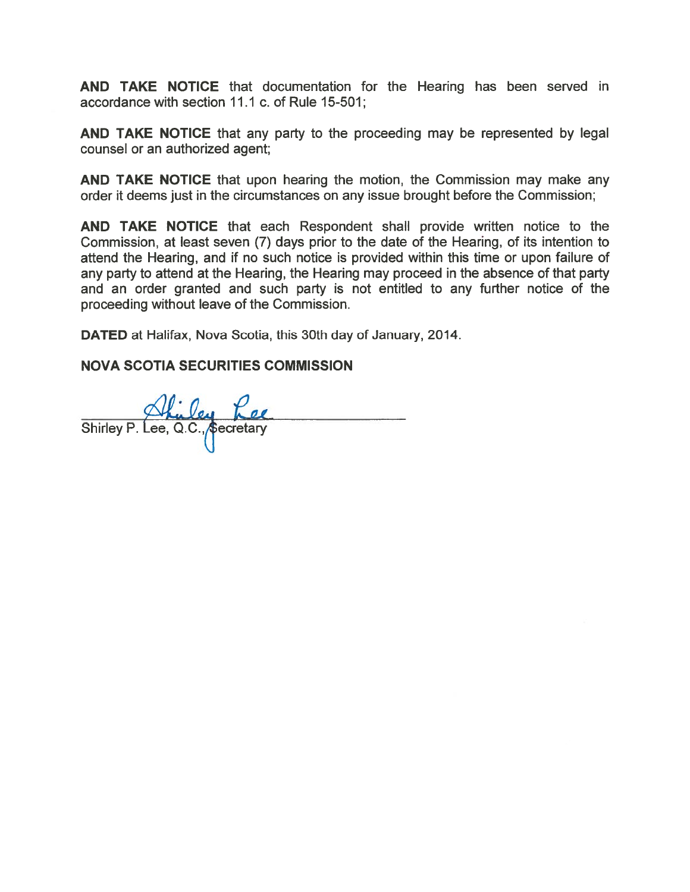**AND TAKE NOTICE** that documentation for the Hearing has been served in accordance with section 11.1 c. of Rule 15-501;

**AND TAKE NOTICE** that any party to the proceeding may be represented by legal counsel or an authorized agent;

**AND TAKE NOTICE** that upon hearing the motion, the Commission may make any order it deems just in the circumstances on any issue brought before the Commission;

**AND TAKE NOTICE** that each Respondent shall provide written notice to the Commission, at least seven (7) days prior to the date of the Hearing, of its intention to attend the Hearing, and if no such notice is provided within this time or upon failure of any party to attend at the Hearing, the Hearing may proceed in the absence of that party and an order granted and such party is not entitled to any further notice of the proceeding without leave of the Commission.

**DATED** at Halifax, Nova Scotia, this 30th day of January, 2014.

**NOVA SCOTIA SECURITIES COMMISSION**

Shirley Lee

Shirley P. Lee, Q.C., Secretary